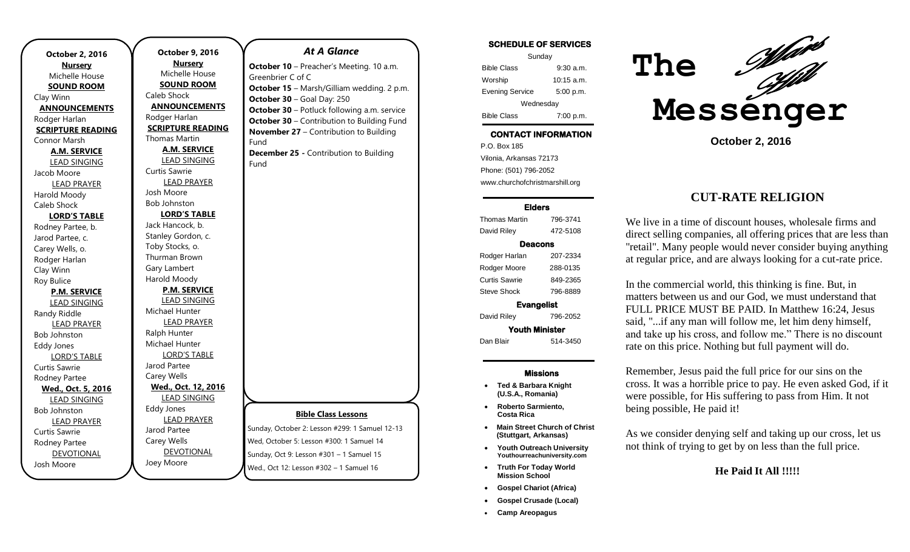**October 2, 2016**

**Nursery**
Michelle House

**SOUND ROOM**
Clay Winn

**ANNOUNCEMENTS**
Rodger Harlan

**SCRIPTURE READING**
Connor Marsh

**A.M. SERVICE**

LEAD SINGING
Jacob Moore

LEAD PRAYER
Harold Moody
Caleb Shock

**LORD'S TABLE**
Rodney Partee, b.
Jarod Partee, c.
Carey Wells, o.
Rodger Harlan
Clay Winn
Roy Bulice

**P.M. SERVICE**

LEAD SINGING
Randy Riddle

LEAD PRAYER
Bob Johnston
Eddy Jones

LORD'S TABLE
Curtis Sawrie
Rodney Partee

**Wed., Oct. 5, 2016**

LEAD SINGING
Bob Johnston

LEAD PRAYER
Curtis Sawrie
Rodney Partee

DEVOTIONAL
Josh Moore

**October 9, 2016**

**Nursery**
Michelle House

**SOUND ROOM**
Caleb Shock

**ANNOUNCEMENTS**
Rodger Harlan

**SCRIPTURE READING**
Thomas Martin

**A.M. SERVICE**

LEAD SINGING
Curtis Sawrie

LEAD PRAYER
Josh Moore
Bob Johnston

**LORD'S TABLE**
Jack Hancock, b.
Stanley Gordon, c.
Toby Stocks, o.
Thurman Brown
Gary Lambert
Harold Moody

**P.M. SERVICE**

LEAD SINGING
Michael Hunter

LEAD PRAYER
Ralph Hunter
Michael Hunter

LORD'S TABLE
Jarod Partee
Carey Wells

**Wed., Oct. 12, 2016**

LEAD SINGING
Eddy Jones

LEAD PRAYER
Jarod Partee
Carey Wells

DEVOTIONAL
Joey Moore

## *At A Glance*

**October 10** – Preacher's Meeting. 10 a.m. Greenbrier C of C
**October 15** – Marsh/Gilliam wedding. 2 p.m.
**October 30** – Goal Day: 250
**October 30** – Potluck following a.m. service
**October 30** – Contribution to Building Fund
**November 27** – Contribution to Building Fund
**December 25 -** Contribution to Building Fund

**Bible Class Lessons**

Sunday, October 2: Lesson #299: 1 Samuel 12-13
Wed, October 5: Lesson #300: 1 Samuel 14
Sunday, Oct 9: Lesson #301 – 1 Samuel 15
Wed., Oct 12: Lesson #302 – 1 Samuel 16

**SCHEDULE OF SERVICES**

| Sunday | |
|---|---|
| Bible Class | 9:30 a.m. |
| Worship | 10:15 a.m. |
| Evening Service | 5:00 p.m. |
| Wednesday | |
| Bible Class | 7:00 p.m. |

**CONTACT INFORMATION**

P.O. Box 185
Vilonia, Arkansas 72173
Phone: (501) 796-2052
www.churchofchristmarshill.org

**Elders**

| | |
|---|---|
| Thomas Martin | 796-3741 |
| David Riley | 472-5108 |

**Deacons**

| | |
|---|---|
| Rodger Harlan | 207-2334 |
| Rodger Moore | 288-0135 |
| Curtis Sawrie | 849-2365 |
| Steve Shock | 796-8889 |

**Evangelist**

| | |
|---|---|
| David Riley | 796-2052 |

**Youth Minister**

| | |
|---|---|
| Dan Blair | 514-3450 |

**Missions**

- **Ted & Barbara Knight (U.S.A., Romania)**
- **Roberto Sarmiento, Costa Rica**
- **Main Street Church of Christ (Stuttgart, Arkansas)**
- **Youth Outreach University Youthourreachuniversity.com**
- **Truth For Today World Mission School**
- **Gospel Chariot (Africa)**
- **Gospel Crusade (Local)**
- **Camp Areopagus**

# The Mars Hill Messenger

**October 2, 2016**

## CUT-RATE RELIGION

We live in a time of discount houses, wholesale firms and direct selling companies, all offering prices that are less than "retail". Many people would never consider buying anything at regular price, and are always looking for a cut-rate price.

In the commercial world, this thinking is fine. But, in matters between us and our God, we must understand that FULL PRICE MUST BE PAID. In Matthew 16:24, Jesus said, "...if any man will follow me, let him deny himself, and take up his cross, and follow me." There is no discount rate on this price. Nothing but full payment will do.

Remember, Jesus paid the full price for our sins on the cross. It was a horrible price to pay. He even asked God, if it were possible, for His suffering to pass from Him. It not being possible, He paid it!

As we consider denying self and taking up our cross, let us not think of trying to get by on less than the full price.

**He Paid It All !!!!!**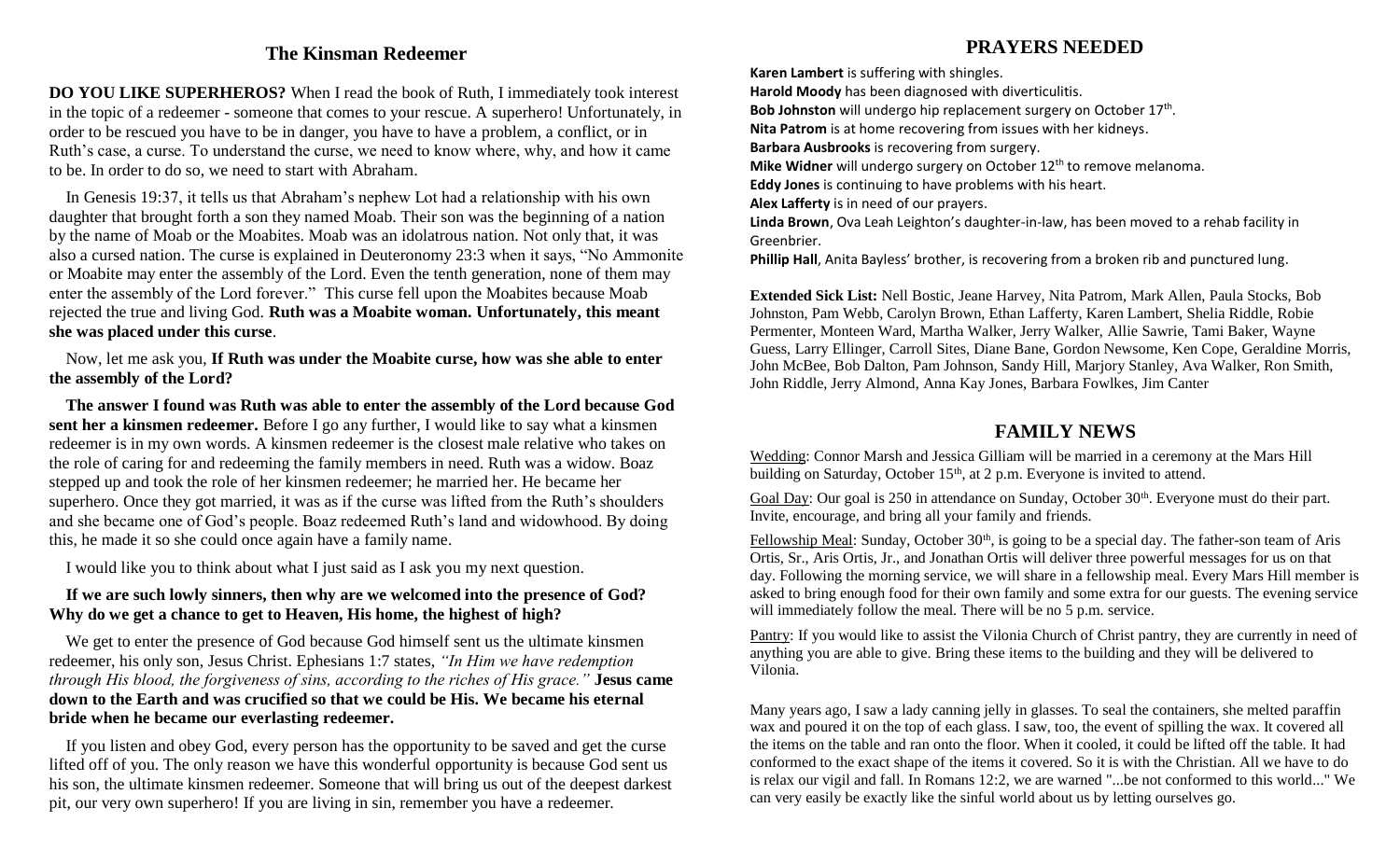## The Kinsman Redeemer

**DO YOU LIKE SUPERHEROS?** When I read the book of Ruth, I immediately took interest in the topic of a redeemer - someone that comes to your rescue. A superhero! Unfortunately, in order to be rescued you have to be in danger, you have to have a problem, a conflict, or in Ruth's case, a curse. To understand the curse, we need to know where, why, and how it came to be. In order to do so, we need to start with Abraham.

In Genesis 19:37, it tells us that Abraham's nephew Lot had a relationship with his own daughter that brought forth a son they named Moab. Their son was the beginning of a nation by the name of Moab or the Moabites. Moab was an idolatrous nation. Not only that, it was also a cursed nation. The curse is explained in Deuteronomy 23:3 when it says, "No Ammonite or Moabite may enter the assembly of the Lord forever. Even the tenth generation, none of them may enter the assembly of the Lord forever." This curse fell upon the Moabites because Moab rejected the true and living God. **Ruth was a Moabite woman. Unfortunately, this meant she was placed under this curse**.

Now, let me ask you, **If Ruth was under the Moabite curse, how was she able to enter the assembly of the Lord?**

**The answer I found was Ruth was able to enter the assembly of the Lord because God sent her a kinsmen redeemer.** Before I go any further, I would like to say what a kinsmen redeemer is in my own words. A kinsmen redeemer is the closest male relative who takes on the role of caring for and redeeming the family members in need. Ruth was a widow. Boaz stepped up and took the role of her kinsmen redeemer; he married her. He became her superhero. Once they got married, it was as if the curse was lifted from the Ruth's shoulders and she became one of God's people. Boaz redeemed Ruth's land and widowhood. By doing this, he made it so she could once again have a family name.

I would like you to think about what I just said as I ask you my next question.

**If we are such lowly sinners, then why are we welcomed into the presence of God? Why do we get a chance to get to Heaven, His home, the highest of high?**

We get to enter the presence of God because God himself sent us the ultimate kinsmen redeemer, his only son, Jesus Christ. Ephesians 1:7 states, *"In Him we have redemption through His blood, the forgiveness of sins, according to the riches of His grace."* **Jesus came down to the Earth and was crucified so that we could be His. We became his eternal bride when he became our everlasting redeemer.**

If you listen and obey God, every person has the opportunity to be saved and get the curse lifted off of you. The only reason we have this wonderful opportunity is because God sent us his son, the ultimate kinsmen redeemer. Someone that will bring us out of the deepest darkest pit, our very own superhero! If you are living in sin, remember you have a redeemer.

## PRAYERS NEEDED

**Karen Lambert** is suffering with shingles.
**Harold Moody** has been diagnosed with diverticulitis.
**Bob Johnston** will undergo hip replacement surgery on October 17th.
**Nita Patrom** is at home recovering from issues with her kidneys.
**Barbara Ausbrooks** is recovering from surgery.
**Mike Widner** will undergo surgery on October 12th to remove melanoma.
**Eddy Jones** is continuing to have problems with his heart.
**Alex Lafferty** is in need of our prayers.
**Linda Brown**, Ova Leah Leighton's daughter-in-law, has been moved to a rehab facility in Greenbrier.
**Phillip Hall**, Anita Bayless' brother, is recovering from a broken rib and punctured lung.

**Extended Sick List:** Nell Bostic, Jeane Harvey, Nita Patrom, Mark Allen, Paula Stocks, Bob Johnston, Pam Webb, Carolyn Brown, Ethan Lafferty, Karen Lambert, Shelia Riddle, Robie Permenter, Monteen Ward, Martha Walker, Jerry Walker, Allie Sawrie, Tami Baker, Wayne Guess, Larry Ellinger, Carroll Sites, Diane Bane, Gordon Newsome, Ken Cope, Geraldine Morris, John McBee, Bob Dalton, Pam Johnson, Sandy Hill, Marjory Stanley, Ava Walker, Ron Smith, John Riddle, Jerry Almond, Anna Kay Jones, Barbara Fowlkes, Jim Canter

## FAMILY NEWS

Wedding: Connor Marsh and Jessica Gilliam will be married in a ceremony at the Mars Hill building on Saturday, October 15th, at 2 p.m. Everyone is invited to attend.

Goal Day: Our goal is 250 in attendance on Sunday, October 30th. Everyone must do their part. Invite, encourage, and bring all your family and friends.

Fellowship Meal: Sunday, October 30th, is going to be a special day. The father-son team of Aris Ortis, Sr., Aris Ortis, Jr., and Jonathan Ortis will deliver three powerful messages for us on that day. Following the morning service, we will share in a fellowship meal. Every Mars Hill member is asked to bring enough food for their own family and some extra for our guests. The evening service will immediately follow the meal. There will be no 5 p.m. service.

Pantry: If you would like to assist the Vilonia Church of Christ pantry, they are currently in need of anything you are able to give. Bring these items to the building and they will be delivered to Vilonia.

Many years ago, I saw a lady canning jelly in glasses. To seal the containers, she melted paraffin wax and poured it on the top of each glass. I saw, too, the event of spilling the wax. It covered all the items on the table and ran onto the floor. When it cooled, it could be lifted off the table. It had conformed to the exact shape of the items it covered. So it is with the Christian. All we have to do is relax our vigil and fall. In Romans 12:2, we are warned "...be not conformed to this world..." We can very easily be exactly like the sinful world about us by letting ourselves go.